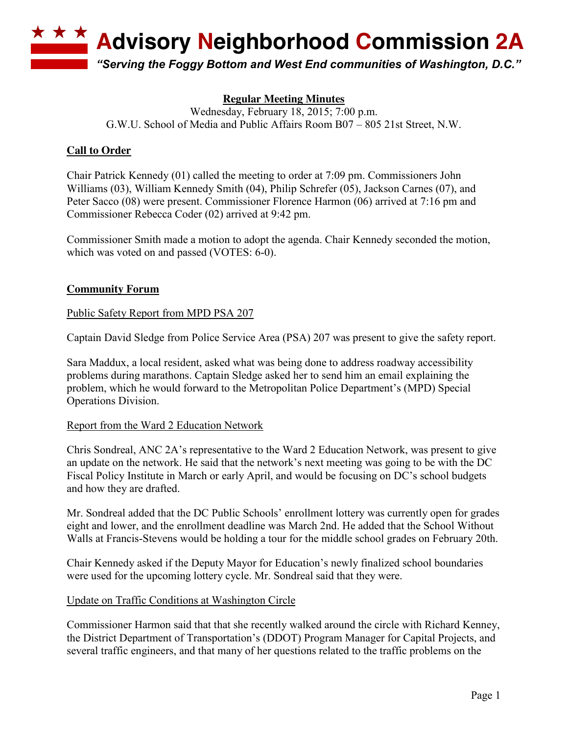# ★ ★ ★ Advisory Neighborhood Commission 2A

*"Serving the Foggy Bottom and West End communities of Washington, D.C."*

**Regular Meeting Minutes**

Wednesday, February 18, 2015; 7:00 p.m.
G.W.U. School of Media and Public Affairs Room B07 – 805 21st Street, N.W.

## Call to Order

Chair Patrick Kennedy (01) called the meeting to order at 7:09 pm. Commissioners John Williams (03), William Kennedy Smith (04), Philip Schrefer (05), Jackson Carnes (07), and Peter Sacco (08) were present. Commissioner Florence Harmon (06) arrived at 7:16 pm and Commissioner Rebecca Coder (02) arrived at 9:42 pm.

Commissioner Smith made a motion to adopt the agenda. Chair Kennedy seconded the motion, which was voted on and passed (VOTES: 6-0).

## Community Forum

### Public Safety Report from MPD PSA 207

Captain David Sledge from Police Service Area (PSA) 207 was present to give the safety report.

Sara Maddux, a local resident, asked what was being done to address roadway accessibility problems during marathons. Captain Sledge asked her to send him an email explaining the problem, which he would forward to the Metropolitan Police Department's (MPD) Special Operations Division.

### Report from the Ward 2 Education Network

Chris Sondreal, ANC 2A's representative to the Ward 2 Education Network, was present to give an update on the network. He said that the network's next meeting was going to be with the DC Fiscal Policy Institute in March or early April, and would be focusing on DC's school budgets and how they are drafted.

Mr. Sondreal added that the DC Public Schools' enrollment lottery was currently open for grades eight and lower, and the enrollment deadline was March 2nd. He added that the School Without Walls at Francis-Stevens would be holding a tour for the middle school grades on February 20th.

Chair Kennedy asked if the Deputy Mayor for Education's newly finalized school boundaries were used for the upcoming lottery cycle. Mr. Sondreal said that they were.

### Update on Traffic Conditions at Washington Circle

Commissioner Harmon said that that she recently walked around the circle with Richard Kenney, the District Department of Transportation's (DDOT) Program Manager for Capital Projects, and several traffic engineers, and that many of her questions related to the traffic problems on the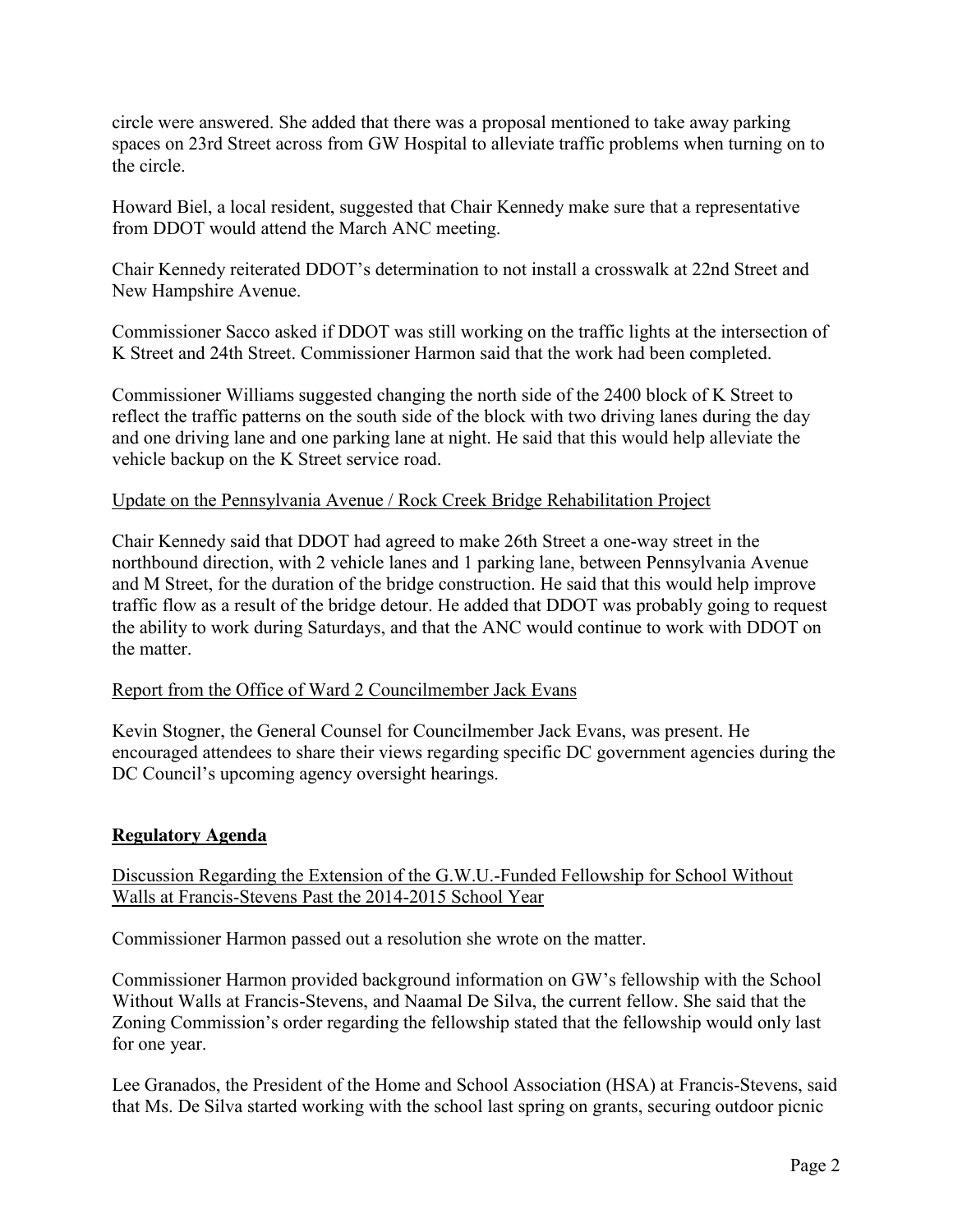circle were answered. She added that there was a proposal mentioned to take away parking spaces on 23rd Street across from GW Hospital to alleviate traffic problems when turning on to the circle.

Howard Biel, a local resident, suggested that Chair Kennedy make sure that a representative from DDOT would attend the March ANC meeting.

Chair Kennedy reiterated DDOT's determination to not install a crosswalk at 22nd Street and New Hampshire Avenue.

Commissioner Sacco asked if DDOT was still working on the traffic lights at the intersection of K Street and 24th Street. Commissioner Harmon said that the work had been completed.

Commissioner Williams suggested changing the north side of the 2400 block of K Street to reflect the traffic patterns on the south side of the block with two driving lanes during the day and one driving lane and one parking lane at night. He said that this would help alleviate the vehicle backup on the K Street service road.

Update on the Pennsylvania Avenue / Rock Creek Bridge Rehabilitation Project

Chair Kennedy said that DDOT had agreed to make 26th Street a one-way street in the northbound direction, with 2 vehicle lanes and 1 parking lane, between Pennsylvania Avenue and M Street, for the duration of the bridge construction. He said that this would help improve traffic flow as a result of the bridge detour. He added that DDOT was probably going to request the ability to work during Saturdays, and that the ANC would continue to work with DDOT on the matter.

Report from the Office of Ward 2 Councilmember Jack Evans

Kevin Stogner, the General Counsel for Councilmember Jack Evans, was present. He encouraged attendees to share their views regarding specific DC government agencies during the DC Council's upcoming agency oversight hearings.

## Regulatory Agenda

Discussion Regarding the Extension of the G.W.U.-Funded Fellowship for School Without Walls at Francis-Stevens Past the 2014-2015 School Year

Commissioner Harmon passed out a resolution she wrote on the matter.

Commissioner Harmon provided background information on GW's fellowship with the School Without Walls at Francis-Stevens, and Naamal De Silva, the current fellow. She said that the Zoning Commission's order regarding the fellowship stated that the fellowship would only last for one year.

Lee Granados, the President of the Home and School Association (HSA) at Francis-Stevens, said that Ms. De Silva started working with the school last spring on grants, securing outdoor picnic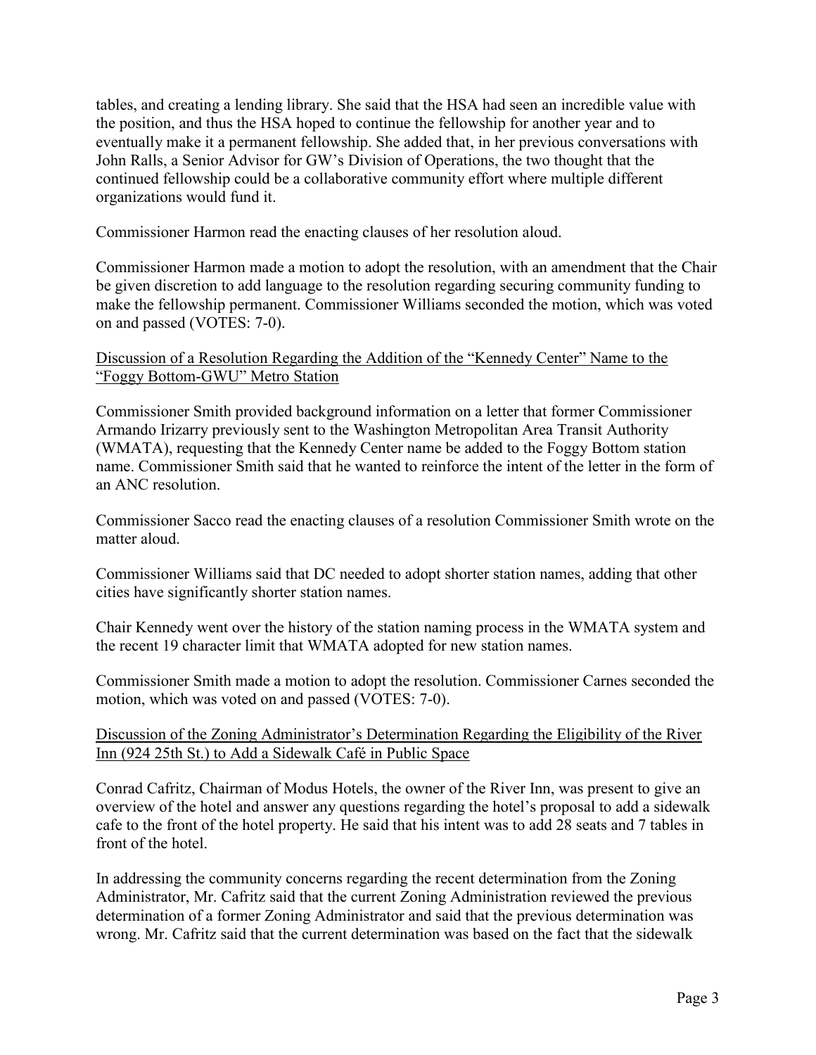tables, and creating a lending library. She said that the HSA had seen an incredible value with the position, and thus the HSA hoped to continue the fellowship for another year and to eventually make it a permanent fellowship. She added that, in her previous conversations with John Ralls, a Senior Advisor for GW's Division of Operations, the two thought that the continued fellowship could be a collaborative community effort where multiple different organizations would fund it.

Commissioner Harmon read the enacting clauses of her resolution aloud.

Commissioner Harmon made a motion to adopt the resolution, with an amendment that the Chair be given discretion to add language to the resolution regarding securing community funding to make the fellowship permanent. Commissioner Williams seconded the motion, which was voted on and passed (VOTES: 7-0).

<u>Discussion of a Resolution Regarding the Addition of the "Kennedy Center" Name to the "Foggy Bottom-GWU" Metro Station</u>

Commissioner Smith provided background information on a letter that former Commissioner Armando Irizarry previously sent to the Washington Metropolitan Area Transit Authority (WMATA), requesting that the Kennedy Center name be added to the Foggy Bottom station name. Commissioner Smith said that he wanted to reinforce the intent of the letter in the form of an ANC resolution.

Commissioner Sacco read the enacting clauses of a resolution Commissioner Smith wrote on the matter aloud.

Commissioner Williams said that DC needed to adopt shorter station names, adding that other cities have significantly shorter station names.

Chair Kennedy went over the history of the station naming process in the WMATA system and the recent 19 character limit that WMATA adopted for new station names.

Commissioner Smith made a motion to adopt the resolution. Commissioner Carnes seconded the motion, which was voted on and passed (VOTES: 7-0).

<u>Discussion of the Zoning Administrator's Determination Regarding the Eligibility of the River Inn (924 25th St.) to Add a Sidewalk Café in Public Space</u>

Conrad Cafritz, Chairman of Modus Hotels, the owner of the River Inn, was present to give an overview of the hotel and answer any questions regarding the hotel's proposal to add a sidewalk cafe to the front of the hotel property. He said that his intent was to add 28 seats and 7 tables in front of the hotel.

In addressing the community concerns regarding the recent determination from the Zoning Administrator, Mr. Cafritz said that the current Zoning Administration reviewed the previous determination of a former Zoning Administrator and said that the previous determination was wrong. Mr. Cafritz said that the current determination was based on the fact that the sidewalk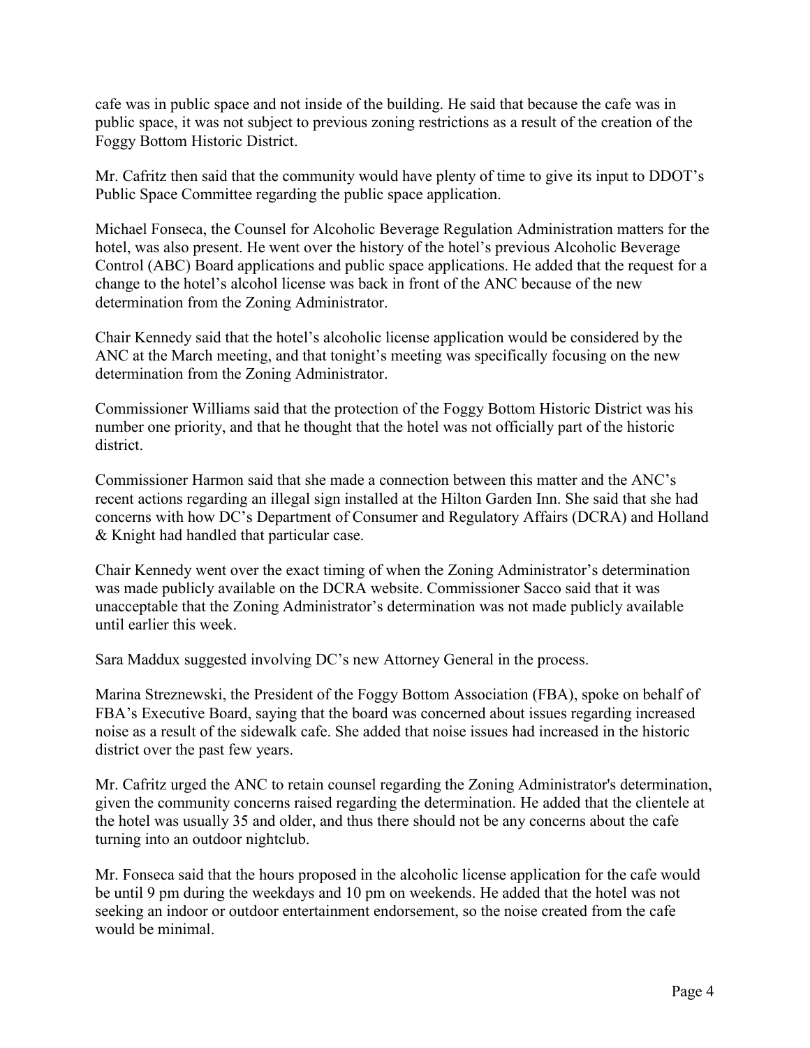cafe was in public space and not inside of the building. He said that because the cafe was in public space, it was not subject to previous zoning restrictions as a result of the creation of the Foggy Bottom Historic District.

Mr. Cafritz then said that the community would have plenty of time to give its input to DDOT's Public Space Committee regarding the public space application.

Michael Fonseca, the Counsel for Alcoholic Beverage Regulation Administration matters for the hotel, was also present. He went over the history of the hotel's previous Alcoholic Beverage Control (ABC) Board applications and public space applications. He added that the request for a change to the hotel's alcohol license was back in front of the ANC because of the new determination from the Zoning Administrator.

Chair Kennedy said that the hotel's alcoholic license application would be considered by the ANC at the March meeting, and that tonight's meeting was specifically focusing on the new determination from the Zoning Administrator.

Commissioner Williams said that the protection of the Foggy Bottom Historic District was his number one priority, and that he thought that the hotel was not officially part of the historic district.

Commissioner Harmon said that she made a connection between this matter and the ANC's recent actions regarding an illegal sign installed at the Hilton Garden Inn. She said that she had concerns with how DC's Department of Consumer and Regulatory Affairs (DCRA) and Holland & Knight had handled that particular case.

Chair Kennedy went over the exact timing of when the Zoning Administrator's determination was made publicly available on the DCRA website. Commissioner Sacco said that it was unacceptable that the Zoning Administrator's determination was not made publicly available until earlier this week.

Sara Maddux suggested involving DC's new Attorney General in the process.

Marina Streznewski, the President of the Foggy Bottom Association (FBA), spoke on behalf of FBA's Executive Board, saying that the board was concerned about issues regarding increased noise as a result of the sidewalk cafe. She added that noise issues had increased in the historic district over the past few years.

Mr. Cafritz urged the ANC to retain counsel regarding the Zoning Administrator's determination, given the community concerns raised regarding the determination. He added that the clientele at the hotel was usually 35 and older, and thus there should not be any concerns about the cafe turning into an outdoor nightclub.

Mr. Fonseca said that the hours proposed in the alcoholic license application for the cafe would be until 9 pm during the weekdays and 10 pm on weekends. He added that the hotel was not seeking an indoor or outdoor entertainment endorsement, so the noise created from the cafe would be minimal.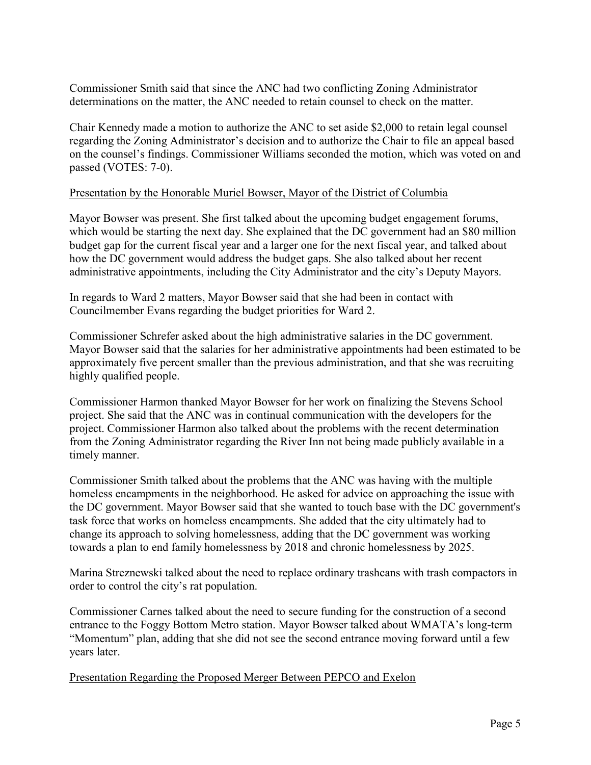Commissioner Smith said that since the ANC had two conflicting Zoning Administrator determinations on the matter, the ANC needed to retain counsel to check on the matter.

Chair Kennedy made a motion to authorize the ANC to set aside $2,000 to retain legal counsel regarding the Zoning Administrator's decision and to authorize the Chair to file an appeal based on the counsel's findings. Commissioner Williams seconded the motion, which was voted on and passed (VOTES: 7-0).

<u>Presentation by the Honorable Muriel Bowser, Mayor of the District of Columbia</u>

Mayor Bowser was present. She first talked about the upcoming budget engagement forums, which would be starting the next day. She explained that the DC government had an $80 million budget gap for the current fiscal year and a larger one for the next fiscal year, and talked about how the DC government would address the budget gaps. She also talked about her recent administrative appointments, including the City Administrator and the city's Deputy Mayors.

In regards to Ward 2 matters, Mayor Bowser said that she had been in contact with Councilmember Evans regarding the budget priorities for Ward 2.

Commissioner Schrefer asked about the high administrative salaries in the DC government. Mayor Bowser said that the salaries for her administrative appointments had been estimated to be approximately five percent smaller than the previous administration, and that she was recruiting highly qualified people.

Commissioner Harmon thanked Mayor Bowser for her work on finalizing the Stevens School project. She said that the ANC was in continual communication with the developers for the project. Commissioner Harmon also talked about the problems with the recent determination from the Zoning Administrator regarding the River Inn not being made publicly available in a timely manner.

Commissioner Smith talked about the problems that the ANC was having with the multiple homeless encampments in the neighborhood. He asked for advice on approaching the issue with the DC government. Mayor Bowser said that she wanted to touch base with the DC government's task force that works on homeless encampments. She added that the city ultimately had to change its approach to solving homelessness, adding that the DC government was working towards a plan to end family homelessness by 2018 and chronic homelessness by 2025.

Marina Streznewski talked about the need to replace ordinary trashcans with trash compactors in order to control the city's rat population.

Commissioner Carnes talked about the need to secure funding for the construction of a second entrance to the Foggy Bottom Metro station. Mayor Bowser talked about WMATA's long-term "Momentum" plan, adding that she did not see the second entrance moving forward until a few years later.

<u>Presentation Regarding the Proposed Merger Between PEPCO and Exelon</u>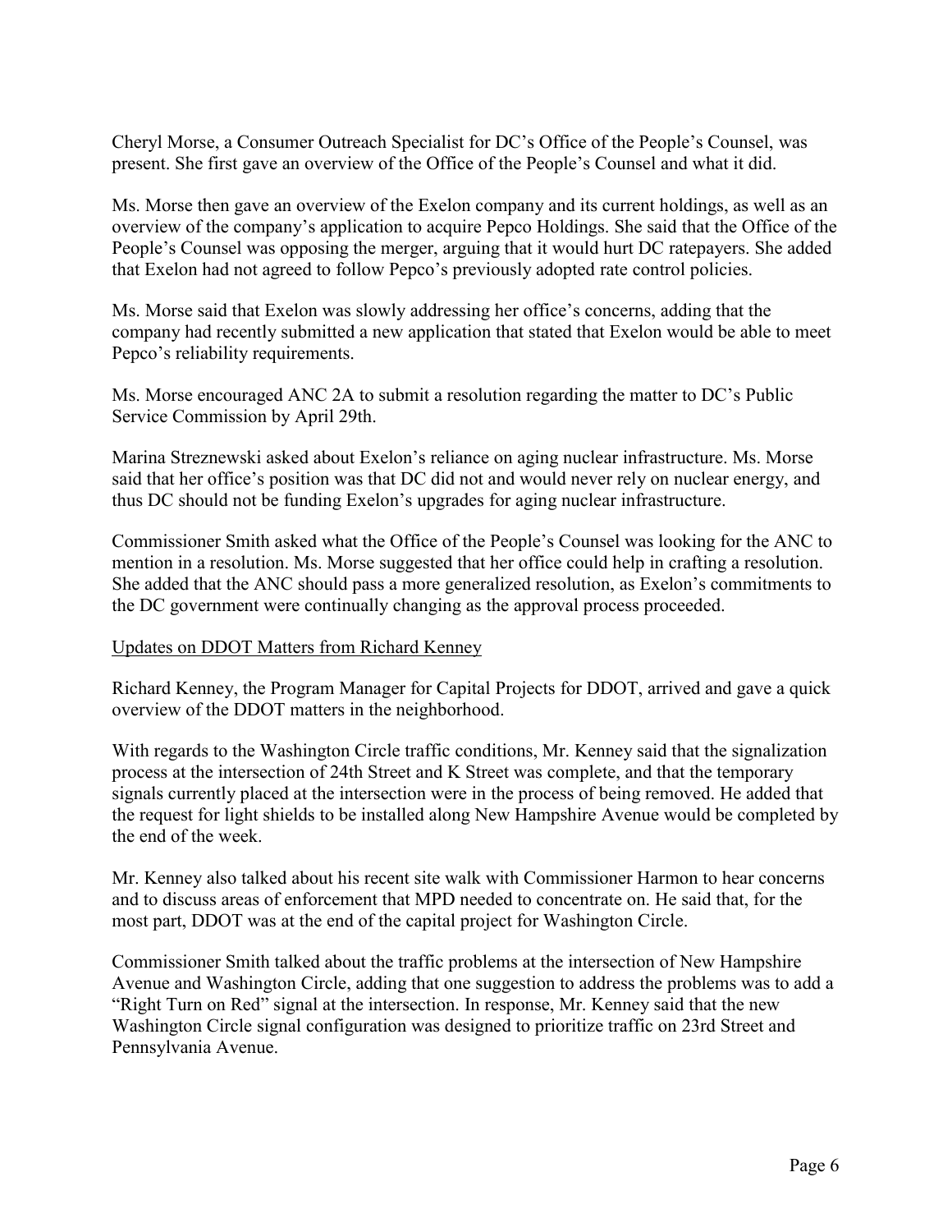Cheryl Morse, a Consumer Outreach Specialist for DC's Office of the People's Counsel, was present. She first gave an overview of the Office of the People's Counsel and what it did.

Ms. Morse then gave an overview of the Exelon company and its current holdings, as well as an overview of the company's application to acquire Pepco Holdings. She said that the Office of the People's Counsel was opposing the merger, arguing that it would hurt DC ratepayers. She added that Exelon had not agreed to follow Pepco's previously adopted rate control policies.

Ms. Morse said that Exelon was slowly addressing her office's concerns, adding that the company had recently submitted a new application that stated that Exelon would be able to meet Pepco's reliability requirements.

Ms. Morse encouraged ANC 2A to submit a resolution regarding the matter to DC's Public Service Commission by April 29th.

Marina Streznewski asked about Exelon's reliance on aging nuclear infrastructure. Ms. Morse said that her office's position was that DC did not and would never rely on nuclear energy, and thus DC should not be funding Exelon's upgrades for aging nuclear infrastructure.

Commissioner Smith asked what the Office of the People's Counsel was looking for the ANC to mention in a resolution. Ms. Morse suggested that her office could help in crafting a resolution. She added that the ANC should pass a more generalized resolution, as Exelon's commitments to the DC government were continually changing as the approval process proceeded.

<u>Updates on DDOT Matters from Richard Kenney</u>

Richard Kenney, the Program Manager for Capital Projects for DDOT, arrived and gave a quick overview of the DDOT matters in the neighborhood.

With regards to the Washington Circle traffic conditions, Mr. Kenney said that the signalization process at the intersection of 24th Street and K Street was complete, and that the temporary signals currently placed at the intersection were in the process of being removed. He added that the request for light shields to be installed along New Hampshire Avenue would be completed by the end of the week.

Mr. Kenney also talked about his recent site walk with Commissioner Harmon to hear concerns and to discuss areas of enforcement that MPD needed to concentrate on. He said that, for the most part, DDOT was at the end of the capital project for Washington Circle.

Commissioner Smith talked about the traffic problems at the intersection of New Hampshire Avenue and Washington Circle, adding that one suggestion to address the problems was to add a "Right Turn on Red" signal at the intersection. In response, Mr. Kenney said that the new Washington Circle signal configuration was designed to prioritize traffic on 23rd Street and Pennsylvania Avenue.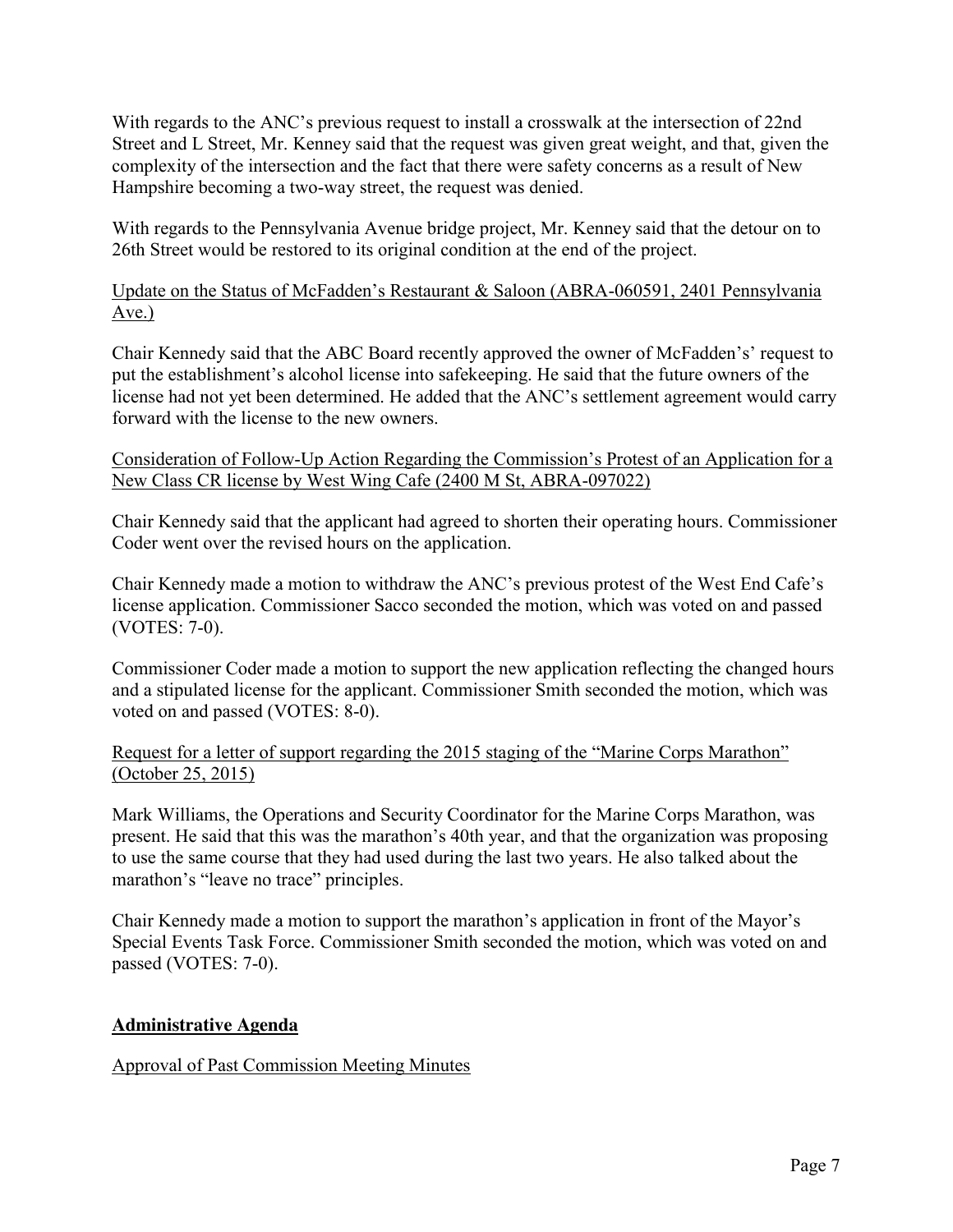With regards to the ANC's previous request to install a crosswalk at the intersection of 22nd Street and L Street, Mr. Kenney said that the request was given great weight, and that, given the complexity of the intersection and the fact that there were safety concerns as a result of New Hampshire becoming a two-way street, the request was denied.

With regards to the Pennsylvania Avenue bridge project, Mr. Kenney said that the detour on to 26th Street would be restored to its original condition at the end of the project.

Update on the Status of McFadden's Restaurant & Saloon (ABRA-060591, 2401 Pennsylvania Ave.)

Chair Kennedy said that the ABC Board recently approved the owner of McFadden's' request to put the establishment's alcohol license into safekeeping. He said that the future owners of the license had not yet been determined. He added that the ANC's settlement agreement would carry forward with the license to the new owners.

Consideration of Follow-Up Action Regarding the Commission's Protest of an Application for a New Class CR license by West Wing Cafe (2400 M St, ABRA-097022)

Chair Kennedy said that the applicant had agreed to shorten their operating hours. Commissioner Coder went over the revised hours on the application.

Chair Kennedy made a motion to withdraw the ANC's previous protest of the West End Cafe's license application. Commissioner Sacco seconded the motion, which was voted on and passed (VOTES: 7-0).

Commissioner Coder made a motion to support the new application reflecting the changed hours and a stipulated license for the applicant. Commissioner Smith seconded the motion, which was voted on and passed (VOTES: 8-0).

Request for a letter of support regarding the 2015 staging of the "Marine Corps Marathon" (October 25, 2015)

Mark Williams, the Operations and Security Coordinator for the Marine Corps Marathon, was present. He said that this was the marathon's 40th year, and that the organization was proposing to use the same course that they had used during the last two years. He also talked about the marathon's "leave no trace" principles.

Chair Kennedy made a motion to support the marathon's application in front of the Mayor's Special Events Task Force. Commissioner Smith seconded the motion, which was voted on and passed (VOTES: 7-0).

## Administrative Agenda

Approval of Past Commission Meeting Minutes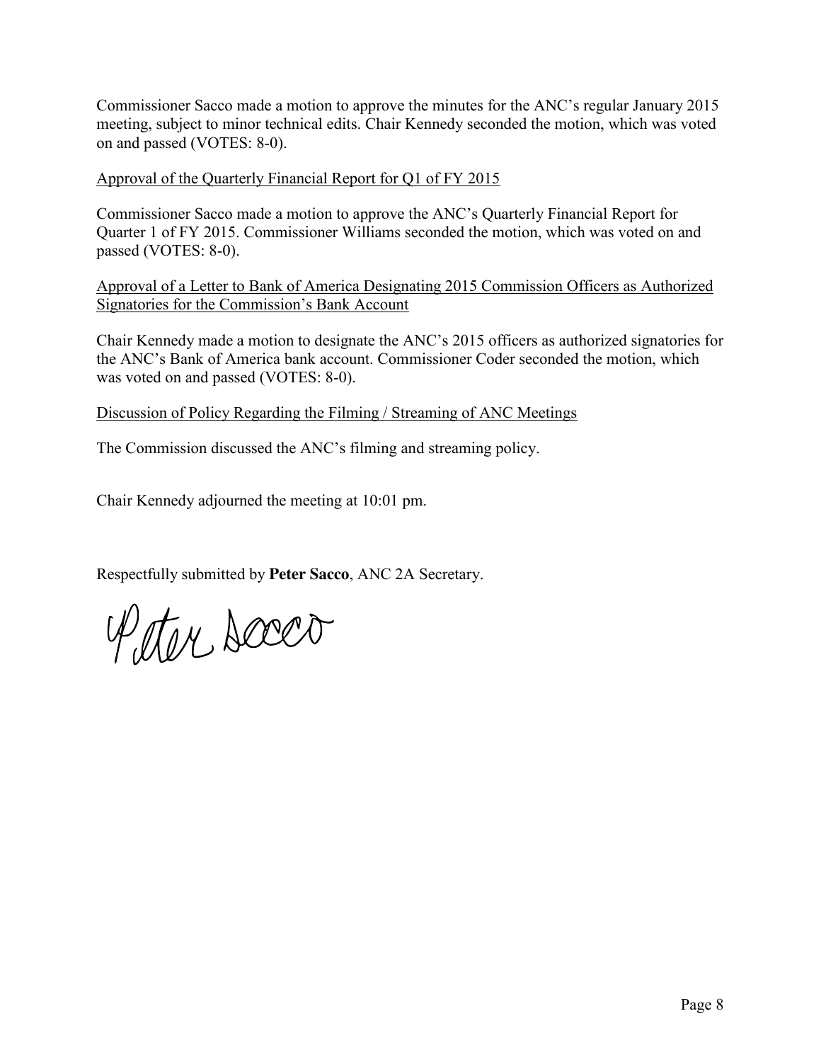Commissioner Sacco made a motion to approve the minutes for the ANC's regular January 2015 meeting, subject to minor technical edits. Chair Kennedy seconded the motion, which was voted on and passed (VOTES: 8-0).

<u>Approval of the Quarterly Financial Report for Q1 of FY 2015</u>

Commissioner Sacco made a motion to approve the ANC's Quarterly Financial Report for Quarter 1 of FY 2015. Commissioner Williams seconded the motion, which was voted on and passed (VOTES: 8-0).

<u>Approval of a Letter to Bank of America Designating 2015 Commission Officers as Authorized Signatories for the Commission's Bank Account</u>

Chair Kennedy made a motion to designate the ANC's 2015 officers as authorized signatories for the ANC's Bank of America bank account. Commissioner Coder seconded the motion, which was voted on and passed (VOTES: 8-0).

<u>Discussion of Policy Regarding the Filming / Streaming of ANC Meetings</u>

The Commission discussed the ANC's filming and streaming policy.

Chair Kennedy adjourned the meeting at 10:01 pm.

Respectfully submitted by **Peter Sacco**, ANC 2A Secretary.

Peter Sacco